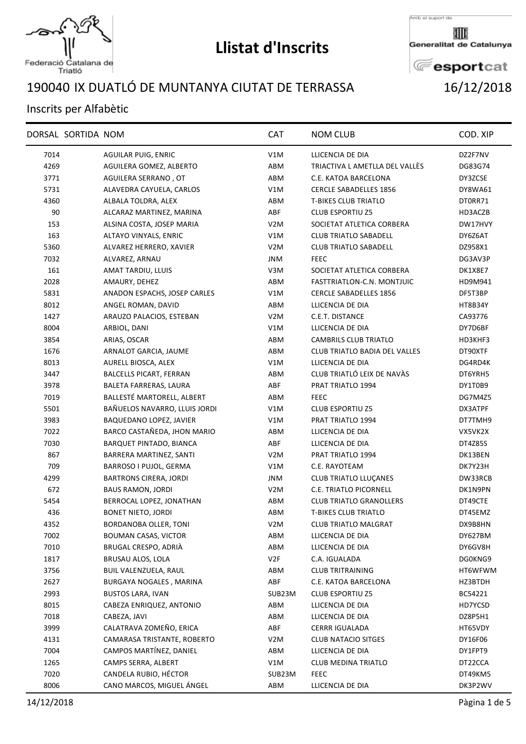# Llistat d'Inscrits

Federació Catalana de Triatló

Amb el suport de Generalitat de Catalunya esportcat

## 190040 IX DUATLÓ DE MUNTANYA CIUTAT DE TERRASSA

16/12/2018

### Inscrits per Alfabètic

| DORSAL | SORTIDA | NOM | CAT | NOM CLUB | COD. XIP |
|---|---|---|---|---|---|
| 7014 | | AGUILAR PUIG, ENRIC | V1M | LLICENCIA DE DIA | DZ2F7NV |
| 4269 | | AGUILERA GOMEZ, ALBERTO | ABM | TRIACTIVA L AMETLLA DEL VALLÈS | DG83G74 |
| 3771 | | AGUILERA SERRANO , OT | ABM | C.E. KATOA BARCELONA | DY3ZCSE |
| 5731 | | ALAVEDRA CAYUELA, CARLOS | V1M | CERCLE SABADELLES 1856 | DY8WA61 |
| 4360 | | ALBALA TOLDRA, ALEX | ABM | T-BIKES CLUB TRIATLO | DT0RR71 |
| 90 | | ALCARAZ MARTINEZ, MARINA | ABF | CLUB ESPORTIU Z5 | HD3ACZB |
| 153 | | ALSINA COSTA, JOSEP MARIA | V2M | SOCIETAT ATLETICA CORBERA | DW17HVY |
| 163 | | ALTAYO VINYALS, ENRIC | V1M | CLUB TRIATLO SABADELL | DY6Z6AT |
| 5360 | | ALVAREZ HERRERO, XAVIER | V2M | CLUB TRIATLO SABADELL | DZ958X1 |
| 7032 | | ALVAREZ, ARNAU | JNM | FEEC | DG3AV3P |
| 161 | | AMAT TARDIU, LLUIS | V3M | SOCIETAT ATLETICA CORBERA | DK1X8E7 |
| 2028 | | AMAURY, DEHEZ | ABM | FASTTRIATLON-C.N. MONTJUIC | HD9M941 |
| 5831 | | ANADON ESPACHS, JOSEP CARLES | V1M | CERCLE SABADELLES 1856 | DF5T3BP |
| 8012 | | ANGEL ROMAN, DAVID | ABM | LLICENCIA DE DIA | HT8B34Y |
| 1427 | | ARAUZO PALACIOS, ESTEBAN | V2M | C.E.T. DISTANCE | CA93776 |
| 8004 | | ARBIOL, DANI | V1M | LLICENCIA DE DIA | DY7D6BF |
| 3854 | | ARIAS, OSCAR | ABM | CAMBRILS CLUB TRIATLO | HD3KHF3 |
| 1676 | | ARNALOT GARCIA, JAUME | ABM | CLUB TRIATLO BADIA DEL VALLES | DT90XTF |
| 8013 | | AURELL BIOSCA, ALEX | V1M | LLICENCIA DE DIA | DG4RD4K |
| 3447 | | BALCELLS PICART, FERRAN | ABM | CLUB TRIATLÓ LEIX DE NAVÀS | DT6YRH5 |
| 3978 | | BALETA FARRERAS, LAURA | ABF | PRAT TRIATLO 1994 | DY1T0B9 |
| 7019 | | BALLESTÉ MARTORELL, ALBERT | ABM | FEEC | DG7M4Z5 |
| 5501 | | BAÑUELOS NAVARRO, LLUIS JORDI | V1M | CLUB ESPORTIU Z5 | DX3ATPF |
| 3983 | | BAQUEDANO LOPEZ, JAVIER | V1M | PRAT TRIATLO 1994 | DT7TMH9 |
| 7022 | | BARCO CASTAÑEDA, JHON MARIO | ABM | LLICENCIA DE DIA | VX5VK2X |
| 7030 | | BARQUET PINTADO, BIANCA | ABF | LLICENCIA DE DIA | DT4Z85S |
| 867 | | BARRERA MARTINEZ, SANTI | V2M | PRAT TRIATLO 1994 | DK13BEN |
| 709 | | BARROSO I PUJOL, GERMA | V1M | C.E. RAYOTEAM | DK7Y23H |
| 4299 | | BARTRONS CIRERA, JORDI | JNM | CLUB TRIATLO LLUÇANES | DW33RCB |
| 672 | | BAUS RAMON, JORDI | V2M | C.E. TRIATLO PICORNELL | DK1N9PN |
| 5454 | | BERROCAL LOPEZ, JONATHAN | ABM | CLUB TRIATLO GRANOLLERS | DT49CTE |
| 436 | | BONET NIETO, JORDI | ABM | T-BIKES CLUB TRIATLO | DT45EMZ |
| 4352 | | BORDANOBA OLLER, TONI | V2M | CLUB TRIATLO MALGRAT | DX9B8HN |
| 7002 | | BOUMAN CASAS, VICTOR | ABM | LLICENCIA DE DIA | DY627BM |
| 7010 | | BRUGAL CRESPO, ADRIÀ | ABM | LLICENCIA DE DIA | DY6GV8H |
| 1817 | | BRUSAU ALOS, LOLA | V2F | C.A. IGUALADA | DG0KNG9 |
| 3756 | | BUIL VALENZUELA, RAUL | ABM | CLUB TRITRAINING | HT6WFWM |
| 2627 | | BURGAYA NOGALES , MARINA | ABF | C.E. KATOA BARCELONA | HZ3BTDH |
| 2993 | | BUSTOS LARA, IVAN | SUB23M | CLUB ESPORTIU Z5 | BC54221 |
| 8015 | | CABEZA ENRIQUEZ, ANTONIO | ABM | LLICENCIA DE DIA | HD7YCSD |
| 7018 | | CABEZA, JAVI | ABM | LLICENCIA DE DIA | DZ8P5H1 |
| 3999 | | CALATRAVA ZOMEÑO, ERICA | ABF | CERRR IGUALADA | HT65VDY |
| 4131 | | CAMARASA TRISTANTE, ROBERTO | V2M | CLUB NATACIO SITGES | DY16F06 |
| 7004 | | CAMPOS MARTÍNEZ, DANIEL | ABM | LLICENCIA DE DIA | DY1FPT9 |
| 1265 | | CAMPS SERRA, ALBERT | V1M | CLUB MEDINA TRIATLO | DT22CCA |
| 7020 | | CANDELA RUBIO, HÉCTOR | SUB23M | FEEC | DT49KM5 |
| 8006 | | CANO MARCOS, MIGUEL ÁNGEL | ABM | LLICENCIA DE DIA | DK3P2WV |

14/12/2018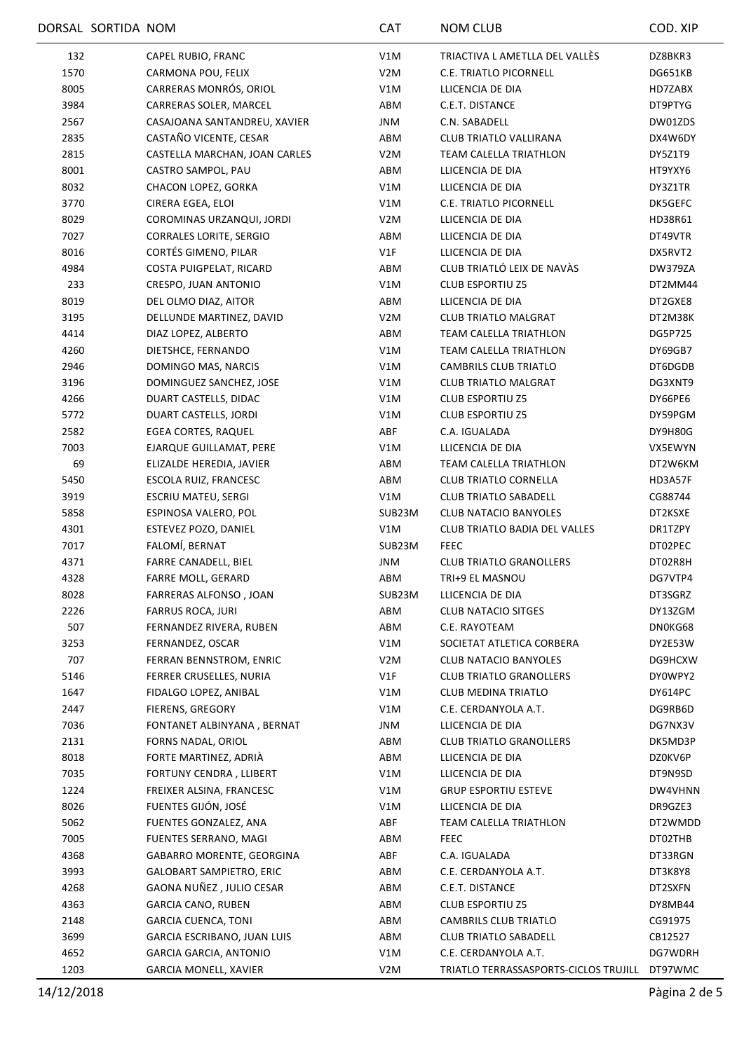| DORSAL | SORTIDA | NOM | CAT | NOM CLUB | COD. XIP |
|---|---|---|---|---|---|
| 132 | | CAPEL RUBIO, FRANC | V1M | TRIACTIVA L AMETLLA DEL VALLÈS | DZ8BKR3 |
| 1570 | | CARMONA POU, FELIX | V2M | C.E. TRIATLO PICORNELL | DG651KB |
| 8005 | | CARRERAS MONRÓS, ORIOL | V1M | LLICENCIA DE DIA | HD7ZABX |
| 3984 | | CARRERAS SOLER, MARCEL | ABM | C.E.T. DISTANCE | DT9PTYG |
| 2567 | | CASAJOANA SANTANDREU, XAVIER | JNM | C.N. SABADELL | DW01ZDS |
| 2835 | | CASTAÑO VICENTE, CESAR | ABM | CLUB TRIATLO VALLIRANA | DX4W6DY |
| 2815 | | CASTELLA MARCHAN, JOAN CARLES | V2M | TEAM CALELLA TRIATHLON | DY5Z1T9 |
| 8001 | | CASTRO SAMPOL, PAU | ABM | LLICENCIA DE DIA | HT9YXY6 |
| 8032 | | CHACON LOPEZ, GORKA | V1M | LLICENCIA DE DIA | DY3Z1TR |
| 3770 | | CIRERA EGEA, ELOI | V1M | C.E. TRIATLO PICORNELL | DK5GEFC |
| 8029 | | COROMINAS URZANQUI, JORDI | V2M | LLICENCIA DE DIA | HD38R61 |
| 7027 | | CORRALES LORITE, SERGIO | ABM | LLICENCIA DE DIA | DT49VTR |
| 8016 | | CORTÉS GIMENO, PILAR | V1F | LLICENCIA DE DIA | DX5RVT2 |
| 4984 | | COSTA PUIGPELAT, RICARD | ABM | CLUB TRIATLÓ LEIX DE NAVÀS | DW379ZA |
| 233 | | CRESPO, JUAN ANTONIO | V1M | CLUB ESPORTIU Z5 | DT2MM44 |
| 8019 | | DEL OLMO DIAZ, AITOR | ABM | LLICENCIA DE DIA | DT2GXE8 |
| 3195 | | DELLUNDE MARTINEZ, DAVID | V2M | CLUB TRIATLO MALGRAT | DT2M38K |
| 4414 | | DIAZ LOPEZ, ALBERTO | ABM | TEAM CALELLA TRIATHLON | DG5P725 |
| 4260 | | DIETSHCE, FERNANDO | V1M | TEAM CALELLA TRIATHLON | DY69GB7 |
| 2946 | | DOMINGO MAS, NARCIS | V1M | CAMBRILS CLUB TRIATLO | DT6DGDB |
| 3196 | | DOMINGUEZ SANCHEZ, JOSE | V1M | CLUB TRIATLO MALGRAT | DG3XNT9 |
| 4266 | | DUART CASTELLS, DIDAC | V1M | CLUB ESPORTIU Z5 | DY66PE6 |
| 5772 | | DUART CASTELLS, JORDI | V1M | CLUB ESPORTIU Z5 | DY59PGM |
| 2582 | | EGEA CORTES, RAQUEL | ABF | C.A. IGUALADA | DY9H80G |
| 7003 | | EJARQUE GUILLAMAT, PERE | V1M | LLICENCIA DE DIA | VX5EWYN |
| 69 | | ELIZALDE HEREDIA, JAVIER | ABM | TEAM CALELLA TRIATHLON | DT2W6KM |
| 5450 | | ESCOLA RUIZ, FRANCESC | ABM | CLUB TRIATLO CORNELLA | HD3A57F |
| 3919 | | ESCRIU MATEU, SERGI | V1M | CLUB TRIATLO SABADELL | CG88744 |
| 5858 | | ESPINOSA VALERO, POL | SUB23M | CLUB NATACIO BANYOLES | DT2KSXE |
| 4301 | | ESTEVEZ POZO, DANIEL | V1M | CLUB TRIATLO BADIA DEL VALLES | DR1TZPY |
| 7017 | | FALOMÍ, BERNAT | SUB23M | FEEC | DT02PEC |
| 4371 | | FARRE CANADELL, BIEL | JNM | CLUB TRIATLO GRANOLLERS | DT02R8H |
| 4328 | | FARRE MOLL, GERARD | ABM | TRI+9 EL MASNOU | DG7VTP4 |
| 8028 | | FARRERAS ALFONSO , JOAN | SUB23M | LLICENCIA DE DIA | DT3SGRZ |
| 2226 | | FARRUS ROCA, JURI | ABM | CLUB NATACIO SITGES | DY13ZGM |
| 507 | | FERNANDEZ RIVERA, RUBEN | ABM | C.E. RAYOTEAM | DN0KG68 |
| 3253 | | FERNANDEZ, OSCAR | V1M | SOCIETAT ATLETICA CORBERA | DY2E53W |
| 707 | | FERRAN BENNSTROM, ENRIC | V2M | CLUB NATACIO BANYOLES | DG9HCXW |
| 5146 | | FERRER CRUSELLES, NURIA | V1F | CLUB TRIATLO GRANOLLERS | DY0WPY2 |
| 1647 | | FIDALGO LOPEZ, ANIBAL | V1M | CLUB MEDINA TRIATLO | DY614PC |
| 2447 | | FIERENS, GREGORY | V1M | C.E. CERDANYOLA A.T. | DG9RB6D |
| 7036 | | FONTANET ALBINYANA , BERNAT | JNM | LLICENCIA DE DIA | DG7NX3V |
| 2131 | | FORNS NADAL, ORIOL | ABM | CLUB TRIATLO GRANOLLERS | DK5MD3P |
| 8018 | | FORTE MARTINEZ, ADRIÀ | ABM | LLICENCIA DE DIA | DZ0KV6P |
| 7035 | | FORTUNY CENDRA , LLIBERT | V1M | LLICENCIA DE DIA | DT9N9SD |
| 1224 | | FREIXER ALSINA, FRANCESC | V1M | GRUP ESPORTIU ESTEVE | DW4VHNN |
| 8026 | | FUENTES GIJÓN, JOSÉ | V1M | LLICENCIA DE DIA | DR9GZE3 |
| 5062 | | FUENTES GONZALEZ, ANA | ABF | TEAM CALELLA TRIATHLON | DT2WMDD |
| 7005 | | FUENTES SERRANO, MAGI | ABM | FEEC | DT02THB |
| 4368 | | GABARRO MORENTE, GEORGINA | ABF | C.A. IGUALADA | DT33RGN |
| 3993 | | GALOBART SAMPIETRO, ERIC | ABM | C.E. CERDANYOLA A.T. | DT3K8Y8 |
| 4268 | | GAONA NUÑEZ , JULIO CESAR | ABM | C.E.T. DISTANCE | DT2SXFN |
| 4363 | | GARCIA CANO, RUBEN | ABM | CLUB ESPORTIU Z5 | DY8MB44 |
| 2148 | | GARCIA CUENCA, TONI | ABM | CAMBRILS CLUB TRIATLO | CG91975 |
| 3699 | | GARCIA ESCRIBANO, JUAN LUIS | ABM | CLUB TRIATLO SABADELL | CB12527 |
| 4652 | | GARCIA GARCIA, ANTONIO | V1M | C.E. CERDANYOLA A.T. | DG7WDRH |
| 1203 | | GARCIA MONELL, XAVIER | V2M | TRIATLO TERRASSASPORTS-CICLOS TRUJILL | DT97WMC |

14/12/2018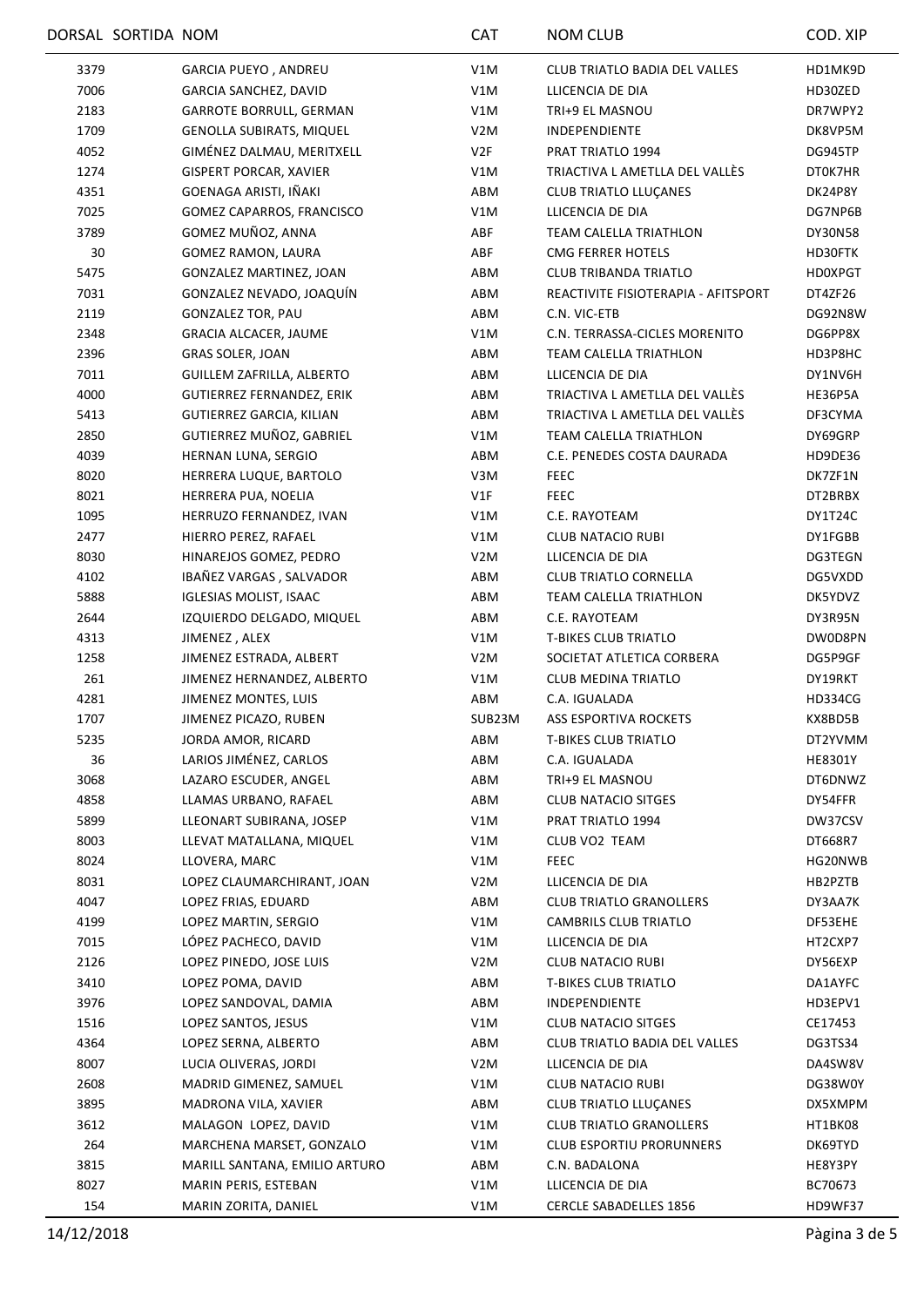| DORSAL | SORTIDA | NOM | CAT | NOM CLUB | COD. XIP |
|---|---|---|---|---|---|
| 3379 | | GARCIA PUEYO , ANDREU | V1M | CLUB TRIATLO BADIA DEL VALLES | HD1MK9D |
| 7006 | | GARCIA SANCHEZ, DAVID | V1M | LLICENCIA DE DIA | HD30ZED |
| 2183 | | GARROTE BORRULL, GERMAN | V1M | TRI+9 EL MASNOU | DR7WPY2 |
| 1709 | | GENOLLA SUBIRATS, MIQUEL | V2M | INDEPENDIENTE | DK8VP5M |
| 4052 | | GIMÉNEZ DALMAU, MERITXELL | V2F | PRAT TRIATLO 1994 | DG945TP |
| 1274 | | GISPERT PORCAR, XAVIER | V1M | TRIACTIVA L AMETLLA DEL VALLÈS | DT0K7HR |
| 4351 | | GOENAGA ARISTI, IÑAKI | ABM | CLUB TRIATLO LLUÇANES | DK24P8Y |
| 7025 | | GOMEZ CAPARROS, FRANCISCO | V1M | LLICENCIA DE DIA | DG7NP6B |
| 3789 | | GOMEZ MUÑOZ, ANNA | ABF | TEAM CALELLA TRIATHLON | DY30N58 |
| 30 | | GOMEZ RAMON, LAURA | ABF | CMG FERRER HOTELS | HD30FTK |
| 5475 | | GONZALEZ MARTINEZ, JOAN | ABM | CLUB TRIBANDA TRIATLO | HD0XPGT |
| 7031 | | GONZALEZ NEVADO, JOAQUÍN | ABM | REACTIVITE FISIOTERAPIA - AFITSPORT | DT4ZF26 |
| 2119 | | GONZALEZ TOR, PAU | ABM | C.N. VIC-ETB | DG92N8W |
| 2348 | | GRACIA ALCACER, JAUME | V1M | C.N. TERRASSA-CICLES MORENITO | DG6PP8X |
| 2396 | | GRAS SOLER, JOAN | ABM | TEAM CALELLA TRIATHLON | HD3P8HC |
| 7011 | | GUILLEM ZAFRILLA, ALBERTO | ABM | LLICENCIA DE DIA | DY1NV6H |
| 4000 | | GUTIERREZ FERNANDEZ, ERIK | ABM | TRIACTIVA L AMETLLA DEL VALLÈS | HE36P5A |
| 5413 | | GUTIERREZ GARCIA, KILIAN | ABM | TRIACTIVA L AMETLLA DEL VALLÈS | DF3CYMA |
| 2850 | | GUTIERREZ MUÑOZ, GABRIEL | V1M | TEAM CALELLA TRIATHLON | DY69GRP |
| 4039 | | HERNAN LUNA, SERGIO | ABM | C.E. PENEDES COSTA DAURADA | HD9DE36 |
| 8020 | | HERRERA LUQUE, BARTOLO | V3M | FEEC | DK7ZF1N |
| 8021 | | HERRERA PUA, NOELIA | V1F | FEEC | DT2BRBX |
| 1095 | | HERRUZO FERNANDEZ, IVAN | V1M | C.E. RAYOTEAM | DY1T24C |
| 2477 | | HIERRO PEREZ, RAFAEL | V1M | CLUB NATACIO RUBI | DY1FGBB |
| 8030 | | HINAREJOS GOMEZ, PEDRO | V2M | LLICENCIA DE DIA | DG3TEGN |
| 4102 | | IBAÑEZ VARGAS , SALVADOR | ABM | CLUB TRIATLO CORNELLA | DG5VXDD |
| 5888 | | IGLESIAS MOLIST, ISAAC | ABM | TEAM CALELLA TRIATHLON | DK5YDVZ |
| 2644 | | IZQUIERDO DELGADO, MIQUEL | ABM | C.E. RAYOTEAM | DY3R95N |
| 4313 | | JIMENEZ , ALEX | V1M | T-BIKES CLUB TRIATLO | DW0D8PN |
| 1258 | | JIMENEZ ESTRADA, ALBERT | V2M | SOCIETAT ATLETICA CORBERA | DG5P9GF |
| 261 | | JIMENEZ HERNANDEZ, ALBERTO | V1M | CLUB MEDINA TRIATLO | DY19RKT |
| 4281 | | JIMENEZ MONTES, LUIS | ABM | C.A. IGUALADA | HD334CG |
| 1707 | | JIMENEZ PICAZO, RUBEN | SUB23M | ASS ESPORTIVA ROCKETS | KX8BD5B |
| 5235 | | JORDA AMOR, RICARD | ABM | T-BIKES CLUB TRIATLO | DT2YVMM |
| 36 | | LARIOS JIMÉNEZ, CARLOS | ABM | C.A. IGUALADA | HE8301Y |
| 3068 | | LAZARO ESCUDER, ANGEL | ABM | TRI+9 EL MASNOU | DT6DNWZ |
| 4858 | | LLAMAS URBANO, RAFAEL | ABM | CLUB NATACIO SITGES | DY54FFR |
| 5899 | | LLEONART SUBIRANA, JOSEP | V1M | PRAT TRIATLO 1994 | DW37CSV |
| 8003 | | LLEVAT MATALLANA, MIQUEL | V1M | CLUB VO2 TEAM | DT668R7 |
| 8024 | | LLOVERA, MARC | V1M | FEEC | HG20NWB |
| 8031 | | LOPEZ CLAUMARCHIRANT, JOAN | V2M | LLICENCIA DE DIA | HB2PZTB |
| 4047 | | LOPEZ FRIAS, EDUARD | ABM | CLUB TRIATLO GRANOLLERS | DY3AA7K |
| 4199 | | LOPEZ MARTIN, SERGIO | V1M | CAMBRILS CLUB TRIATLO | DF53EHE |
| 7015 | | LÓPEZ PACHECO, DAVID | V1M | LLICENCIA DE DIA | HT2CXP7 |
| 2126 | | LOPEZ PINEDO, JOSE LUIS | V2M | CLUB NATACIO RUBI | DY56EXP |
| 3410 | | LOPEZ POMA, DAVID | ABM | T-BIKES CLUB TRIATLO | DA1AYFC |
| 3976 | | LOPEZ SANDOVAL, DAMIA | ABM | INDEPENDIENTE | HD3EPV1 |
| 1516 | | LOPEZ SANTOS, JESUS | V1M | CLUB NATACIO SITGES | CE17453 |
| 4364 | | LOPEZ SERNA, ALBERTO | ABM | CLUB TRIATLO BADIA DEL VALLES | DG3TS34 |
| 8007 | | LUCIA OLIVERAS, JORDI | V2M | LLICENCIA DE DIA | DA4SW8V |
| 2608 | | MADRID GIMENEZ, SAMUEL | V1M | CLUB NATACIO RUBI | DG38W0Y |
| 3895 | | MADRONA VILA, XAVIER | ABM | CLUB TRIATLO LLUÇANES | DX5XMPM |
| 3612 | | MALAGON LOPEZ, DAVID | V1M | CLUB TRIATLO GRANOLLERS | HT1BK08 |
| 264 | | MARCHENA MARSET, GONZALO | V1M | CLUB ESPORTIU PRORUNNERS | DK69TYD |
| 3815 | | MARILL SANTANA, EMILIO ARTURO | ABM | C.N. BADALONA | HE8Y3PY |
| 8027 | | MARIN PERIS, ESTEBAN | V1M | LLICENCIA DE DIA | BC70673 |
| 154 | | MARIN ZORITA, DANIEL | V1M | CERCLE SABADELLES 1856 | HD9WF37 |

14/12/2018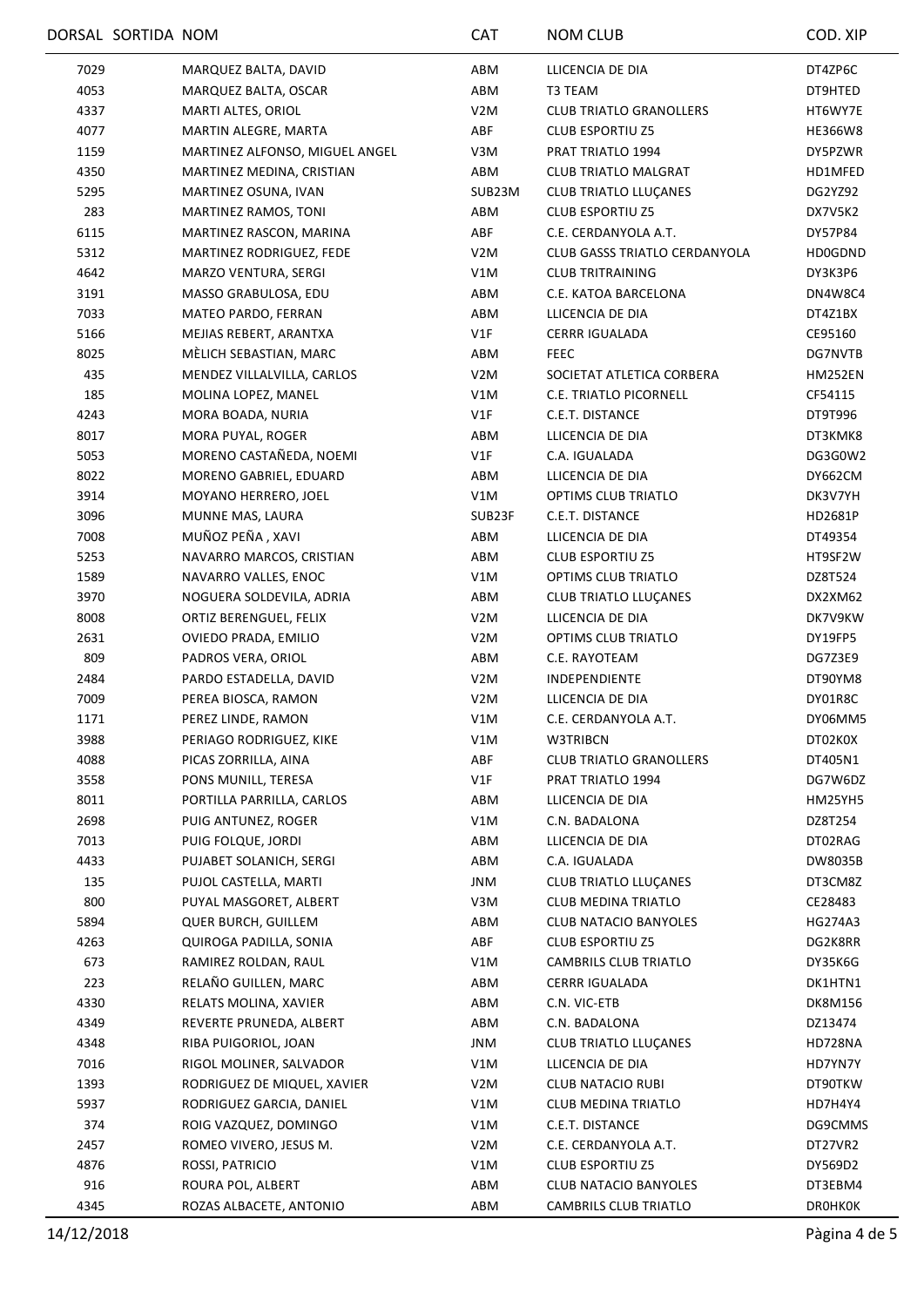| DORSAL | SORTIDA | NOM | CAT | NOM CLUB | COD. XIP |
|---|---|---|---|---|---|
| 7029 | | MARQUEZ BALTA, DAVID | ABM | LLICENCIA DE DIA | DT4ZP6C |
| 4053 | | MARQUEZ BALTA, OSCAR | ABM | T3 TEAM | DT9HTED |
| 4337 | | MARTI ALTES, ORIOL | V2M | CLUB TRIATLO GRANOLLERS | HT6WY7E |
| 4077 | | MARTIN ALEGRE, MARTA | ABF | CLUB ESPORTIU Z5 | HE366W8 |
| 1159 | | MARTINEZ ALFONSO, MIGUEL ANGEL | V3M | PRAT TRIATLO 1994 | DY5PZWR |
| 4350 | | MARTINEZ MEDINA, CRISTIAN | ABM | CLUB TRIATLO MALGRAT | HD1MFED |
| 5295 | | MARTINEZ OSUNA, IVAN | SUB23M | CLUB TRIATLO LLUÇANES | DG2YZ92 |
| 283 | | MARTINEZ RAMOS, TONI | ABM | CLUB ESPORTIU Z5 | DX7V5K2 |
| 6115 | | MARTINEZ RASCON, MARINA | ABF | C.E. CERDANYOLA A.T. | DY57P84 |
| 5312 | | MARTINEZ RODRIGUEZ, FEDE | V2M | CLUB GASSS TRIATLO CERDANYOLA | HD0GDND |
| 4642 | | MARZO VENTURA, SERGI | V1M | CLUB TRITRAINING | DY3K3P6 |
| 3191 | | MASSO GRABULOSA, EDU | ABM | C.E. KATOA BARCELONA | DN4W8C4 |
| 7033 | | MATEO PARDO, FERRAN | ABM | LLICENCIA DE DIA | DT4Z1BX |
| 5166 | | MEJIAS REBERT, ARANTXA | V1F | CERRR IGUALADA | CE95160 |
| 8025 | | MÈLICH SEBASTIAN, MARC | ABM | FEEC | DG7NVTB |
| 435 | | MENDEZ VILLALVILLA, CARLOS | V2M | SOCIETAT ATLETICA CORBERA | HM252EN |
| 185 | | MOLINA LOPEZ, MANEL | V1M | C.E. TRIATLO PICORNELL | CF54115 |
| 4243 | | MORA BOADA, NURIA | V1F | C.E.T. DISTANCE | DT9T996 |
| 8017 | | MORA PUYAL, ROGER | ABM | LLICENCIA DE DIA | DT3KMK8 |
| 5053 | | MORENO CASTAÑEDA, NOEMI | V1F | C.A. IGUALADA | DG3G0W2 |
| 8022 | | MORENO GABRIEL, EDUARD | ABM | LLICENCIA DE DIA | DY662CM |
| 3914 | | MOYANO HERRERO, JOEL | V1M | OPTIMS CLUB TRIATLO | DK3V7YH |
| 3096 | | MUNNE MAS, LAURA | SUB23F | C.E.T. DISTANCE | HD2681P |
| 7008 | | MUÑOZ PEÑA , XAVI | ABM | LLICENCIA DE DIA | DT49354 |
| 5253 | | NAVARRO MARCOS, CRISTIAN | ABM | CLUB ESPORTIU Z5 | HT9SF2W |
| 1589 | | NAVARRO VALLES, ENOC | V1M | OPTIMS CLUB TRIATLO | DZ8T524 |
| 3970 | | NOGUERA SOLDEVILA, ADRIA | ABM | CLUB TRIATLO LLUÇANES | DX2XM62 |
| 8008 | | ORTIZ BERENGUEL, FELIX | V2M | LLICENCIA DE DIA | DK7V9KW |
| 2631 | | OVIEDO PRADA, EMILIO | V2M | OPTIMS CLUB TRIATLO | DY19FP5 |
| 809 | | PADROS VERA, ORIOL | ABM | C.E. RAYOTEAM | DG7Z3E9 |
| 2484 | | PARDO ESTADELLA, DAVID | V2M | INDEPENDIENTE | DT90YM8 |
| 7009 | | PEREA BIOSCA, RAMON | V2M | LLICENCIA DE DIA | DY01R8C |
| 1171 | | PEREZ LINDE, RAMON | V1M | C.E. CERDANYOLA A.T. | DY06MM5 |
| 3988 | | PERIAGO RODRIGUEZ, KIKE | V1M | W3TRIBCN | DT02K0X |
| 4088 | | PICAS ZORRILLA, AINA | ABF | CLUB TRIATLO GRANOLLERS | DT405N1 |
| 3558 | | PONS MUNILL, TERESA | V1F | PRAT TRIATLO 1994 | DG7W6DZ |
| 8011 | | PORTILLA PARRILLA, CARLOS | ABM | LLICENCIA DE DIA | HM25YH5 |
| 2698 | | PUIG ANTUNEZ, ROGER | V1M | C.N. BADALONA | DZ8T254 |
| 7013 | | PUIG FOLQUE, JORDI | ABM | LLICENCIA DE DIA | DT02RAG |
| 4433 | | PUJABET SOLANICH, SERGI | ABM | C.A. IGUALADA | DW8035B |
| 135 | | PUJOL CASTELLA, MARTI | JNM | CLUB TRIATLO LLUÇANES | DT3CM8Z |
| 800 | | PUYAL MASGORET, ALBERT | V3M | CLUB MEDINA TRIATLO | CE28483 |
| 5894 | | QUER BURCH, GUILLEM | ABM | CLUB NATACIO BANYOLES | HG274A3 |
| 4263 | | QUIROGA PADILLA, SONIA | ABF | CLUB ESPORTIU Z5 | DG2K8RR |
| 673 | | RAMIREZ ROLDAN, RAUL | V1M | CAMBRILS CLUB TRIATLO | DY35K6G |
| 223 | | RELAÑO GUILLEN, MARC | ABM | CERRR IGUALADA | DK1HTN1 |
| 4330 | | RELATS MOLINA, XAVIER | ABM | C.N. VIC-ETB | DK8M156 |
| 4349 | | REVERTE PRUNEDA, ALBERT | ABM | C.N. BADALONA | DZ13474 |
| 4348 | | RIBA PUIGORIOL, JOAN | JNM | CLUB TRIATLO LLUÇANES | HD728NA |
| 7016 | | RIGOL MOLINER, SALVADOR | V1M | LLICENCIA DE DIA | HD7YN7Y |
| 1393 | | RODRIGUEZ DE MIQUEL, XAVIER | V2M | CLUB NATACIO RUBI | DT90TKW |
| 5937 | | RODRIGUEZ GARCIA, DANIEL | V1M | CLUB MEDINA TRIATLO | HD7H4Y4 |
| 374 | | ROIG VAZQUEZ, DOMINGO | V1M | C.E.T. DISTANCE | DG9CMMS |
| 2457 | | ROMEO VIVERO, JESUS M. | V2M | C.E. CERDANYOLA A.T. | DT27VR2 |
| 4876 | | ROSSI, PATRICIO | V1M | CLUB ESPORTIU Z5 | DY569D2 |
| 916 | | ROURA POL, ALBERT | ABM | CLUB NATACIO BANYOLES | DT3EBM4 |
| 4345 | | ROZAS ALBACETE, ANTONIO | ABM | CAMBRILS CLUB TRIATLO | DR0HK0K |

14/12/2018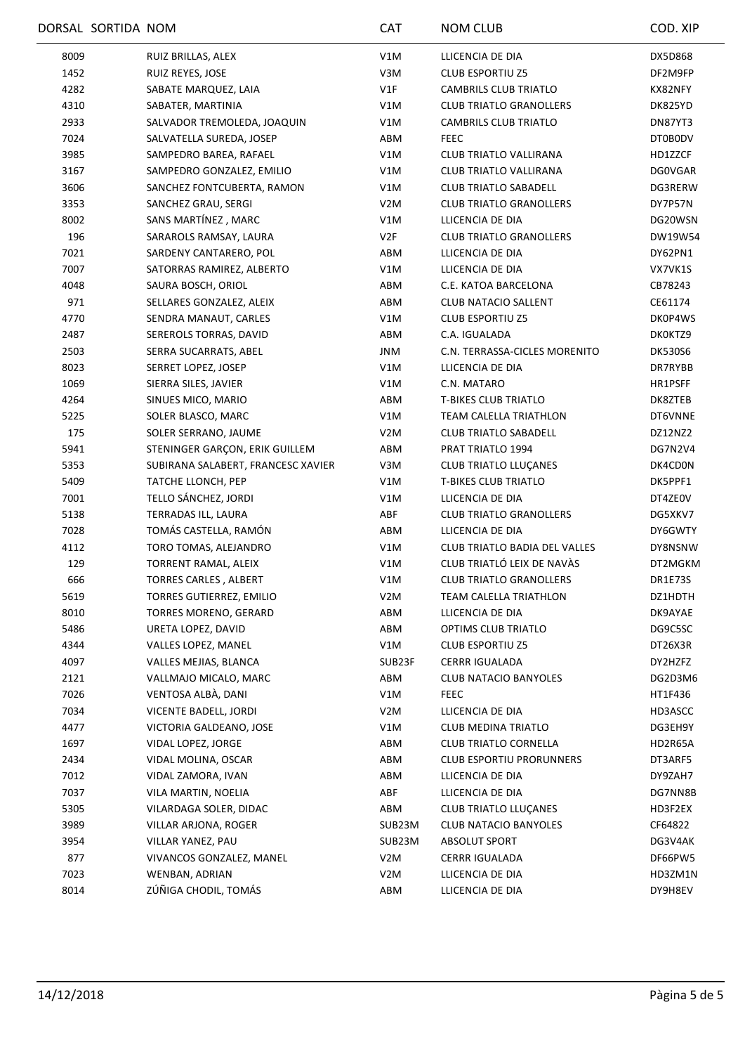| DORSAL | SORTIDA | NOM | CAT | NOM CLUB | COD. XIP |
|---|---|---|---|---|---|
| 8009 | | RUIZ BRILLAS, ALEX | V1M | LLICENCIA DE DIA | DX5D868 |
| 1452 | | RUIZ REYES, JOSE | V3M | CLUB ESPORTIU Z5 | DF2M9FP |
| 4282 | | SABATE MARQUEZ, LAIA | V1F | CAMBRILS CLUB TRIATLO | KX82NFY |
| 4310 | | SABATER, MARTINIA | V1M | CLUB TRIATLO GRANOLLERS | DK825YD |
| 2933 | | SALVADOR TREMOLEDA, JOAQUIN | V1M | CAMBRILS CLUB TRIATLO | DN87YT3 |
| 7024 | | SALVATELLA SUREDA, JOSEP | ABM | FEEC | DT0B0DV |
| 3985 | | SAMPEDRO BAREA, RAFAEL | V1M | CLUB TRIATLO VALLIRANA | HD1ZZCF |
| 3167 | | SAMPEDRO GONZALEZ, EMILIO | V1M | CLUB TRIATLO VALLIRANA | DG0VGAR |
| 3606 | | SANCHEZ FONTCUBERTA, RAMON | V1M | CLUB TRIATLO SABADELL | DG3RERW |
| 3353 | | SANCHEZ GRAU, SERGI | V2M | CLUB TRIATLO GRANOLLERS | DY7P57N |
| 8002 | | SANS MARTÍNEZ , MARC | V1M | LLICENCIA DE DIA | DG20WSN |
| 196 | | SARAROLS RAMSAY, LAURA | V2F | CLUB TRIATLO GRANOLLERS | DW19W54 |
| 7021 | | SARDENY CANTARERO, POL | ABM | LLICENCIA DE DIA | DY62PN1 |
| 7007 | | SATORRAS RAMIREZ, ALBERTO | V1M | LLICENCIA DE DIA | VX7VK1S |
| 4048 | | SAURA BOSCH, ORIOL | ABM | C.E. KATOA BARCELONA | CB78243 |
| 971 | | SELLARES GONZALEZ, ALEIX | ABM | CLUB NATACIO SALLENT | CE61174 |
| 4770 | | SENDRA MANAUT, CARLES | V1M | CLUB ESPORTIU Z5 | DK0P4WS |
| 2487 | | SEREROLS TORRAS, DAVID | ABM | C.A. IGUALADA | DK0KTZ9 |
| 2503 | | SERRA SUCARRATS, ABEL | JNM | C.N. TERRASSA-CICLES MORENITO | DK530S6 |
| 8023 | | SERRET LOPEZ, JOSEP | V1M | LLICENCIA DE DIA | DR7RYBB |
| 1069 | | SIERRA SILES, JAVIER | V1M | C.N. MATARO | HR1PSFF |
| 4264 | | SINUES MICO, MARIO | ABM | T-BIKES CLUB TRIATLO | DK8ZTEB |
| 5225 | | SOLER BLASCO, MARC | V1M | TEAM CALELLA TRIATHLON | DT6VNNE |
| 175 | | SOLER SERRANO, JAUME | V2M | CLUB TRIATLO SABADELL | DZ12NZ2 |
| 5941 | | STENINGER GARÇON, ERIK GUILLEM | ABM | PRAT TRIATLO 1994 | DG7N2V4 |
| 5353 | | SUBIRANA SALABERT, FRANCESC XAVIER | V3M | CLUB TRIATLO LLUÇANES | DK4CD0N |
| 5409 | | TATCHE LLONCH, PEP | V1M | T-BIKES CLUB TRIATLO | DK5PPF1 |
| 7001 | | TELLO SÁNCHEZ, JORDI | V1M | LLICENCIA DE DIA | DT4ZE0V |
| 5138 | | TERRADAS ILL, LAURA | ABF | CLUB TRIATLO GRANOLLERS | DG5XKV7 |
| 7028 | | TOMÁS CASTELLA, RAMÓN | ABM | LLICENCIA DE DIA | DY6GWTY |
| 4112 | | TORO TOMAS, ALEJANDRO | V1M | CLUB TRIATLO BADIA DEL VALLES | DY8NSNW |
| 129 | | TORRENT RAMAL, ALEIX | V1M | CLUB TRIATLÓ LEIX DE NAVÀS | DT2MGKM |
| 666 | | TORRES CARLES , ALBERT | V1M | CLUB TRIATLO GRANOLLERS | DR1E73S |
| 5619 | | TORRES GUTIERREZ, EMILIO | V2M | TEAM CALELLA TRIATHLON | DZ1HDTH |
| 8010 | | TORRES MORENO, GERARD | ABM | LLICENCIA DE DIA | DK9AYAE |
| 5486 | | URETA LOPEZ, DAVID | ABM | OPTIMS CLUB TRIATLO | DG9C5SC |
| 4344 | | VALLES LOPEZ, MANEL | V1M | CLUB ESPORTIU Z5 | DT26X3R |
| 4097 | | VALLES MEJIAS, BLANCA | SUB23F | CERRR IGUALADA | DY2HZFZ |
| 2121 | | VALLMAJO MICALO, MARC | ABM | CLUB NATACIO BANYOLES | DG2D3M6 |
| 7026 | | VENTOSA ALBÀ, DANI | V1M | FEEC | HT1F436 |
| 7034 | | VICENTE BADELL, JORDI | V2M | LLICENCIA DE DIA | HD3ASCC |
| 4477 | | VICTORIA GALDEANO, JOSE | V1M | CLUB MEDINA TRIATLO | DG3EH9Y |
| 1697 | | VIDAL LOPEZ, JORGE | ABM | CLUB TRIATLO CORNELLA | HD2R65A |
| 2434 | | VIDAL MOLINA, OSCAR | ABM | CLUB ESPORTIU PRORUNNERS | DT3ARF5 |
| 7012 | | VIDAL ZAMORA, IVAN | ABM | LLICENCIA DE DIA | DY9ZAH7 |
| 7037 | | VILA MARTIN, NOELIA | ABF | LLICENCIA DE DIA | DG7NN8B |
| 5305 | | VILARDAGA SOLER, DIDAC | ABM | CLUB TRIATLO LLUÇANES | HD3F2EX |
| 3989 | | VILLAR ARJONA, ROGER | SUB23M | CLUB NATACIO BANYOLES | CF64822 |
| 3954 | | VILLAR YANEZ, PAU | SUB23M | ABSOLUT SPORT | DG3V4AK |
| 877 | | VIVANCOS GONZALEZ, MANEL | V2M | CERRR IGUALADA | DF66PW5 |
| 7023 | | WENBAN, ADRIAN | V2M | LLICENCIA DE DIA | HD3ZM1N |
| 8014 | | ZÚÑIGA CHODIL, TOMÁS | ABM | LLICENCIA DE DIA | DY9H8EV |

14/12/2018